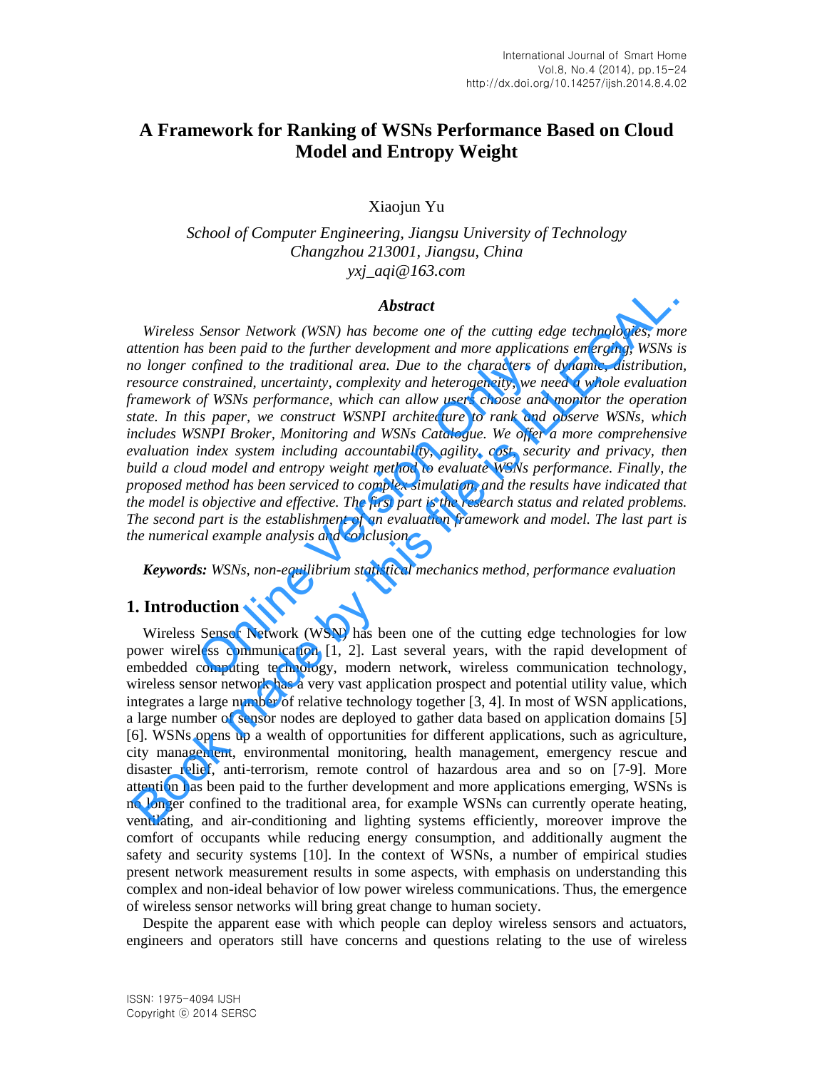# A Framework for Ranking of WSNs Performance Based on Cloud Model and Entropy Weight

Xiaojun Yu

*School of Computer Engineering, Jiangsu University of Technology*
*Changzhou 213001, Jiangsu, China*
*yxj_aqi@163.com*

***Abstract***

*Wireless Sensor Network (WSN) has become one of the cutting edge technologies, more attention has been paid to the further development and more applications emerging, WSNs is no longer confined to the traditional area. Due to the characters of dynamic, distribution, resource constrained, uncertainty, complexity and heterogeneity, we need a whole evaluation framework of WSNs performance, which can allow users choose and monitor the operation state. In this paper, we construct WSNPI architecture to rank and observe WSNs, which includes WSNPI Broker, Monitoring and WSNs Catalogue. We offer a more comprehensive evaluation index system including accountability, agility, cost, security and privacy, then build a cloud model and entropy weight method to evaluate WSNs performance. Finally, the proposed method has been serviced to complex simulation, and the results have indicated that the model is objective and effective. The first part is the research status and related problems. The second part is the establishment of an evaluation framework and model. The last part is the numerical example analysis and conclusion.*

***Keywords:*** *WSNs, non-equilibrium statistical mechanics method, performance evaluation*

## 1. Introduction

Wireless Sensor Network (WSN) has been one of the cutting edge technologies for low power wireless communication [1, 2]. Last several years, with the rapid development of embedded computing technology, modern network, wireless communication technology, wireless sensor network has a very vast application prospect and potential utility value, which integrates a large number of relative technology together [3, 4]. In most of WSN applications, a large number of sensor nodes are deployed to gather data based on application domains [5] [6]. WSNs opens up a wealth of opportunities for different applications, such as agriculture, city management, environmental monitoring, health management, emergency rescue and disaster relief, anti-terrorism, remote control of hazardous area and so on [7-9]. More attention has been paid to the further development and more applications emerging, WSNs is no longer confined to the traditional area, for example WSNs can currently operate heating, ventilating, and air-conditioning and lighting systems efficiently, moreover improve the comfort of occupants while reducing energy consumption, and additionally augment the safety and security systems [10]. In the context of WSNs, a number of empirical studies present network measurement results in some aspects, with emphasis on understanding this complex and non-ideal behavior of low power wireless communications. Thus, the emergence of wireless sensor networks will bring great change to human society.

Despite the apparent ease with which people can deploy wireless sensors and actuators, engineers and operators still have concerns and questions relating to the use of wireless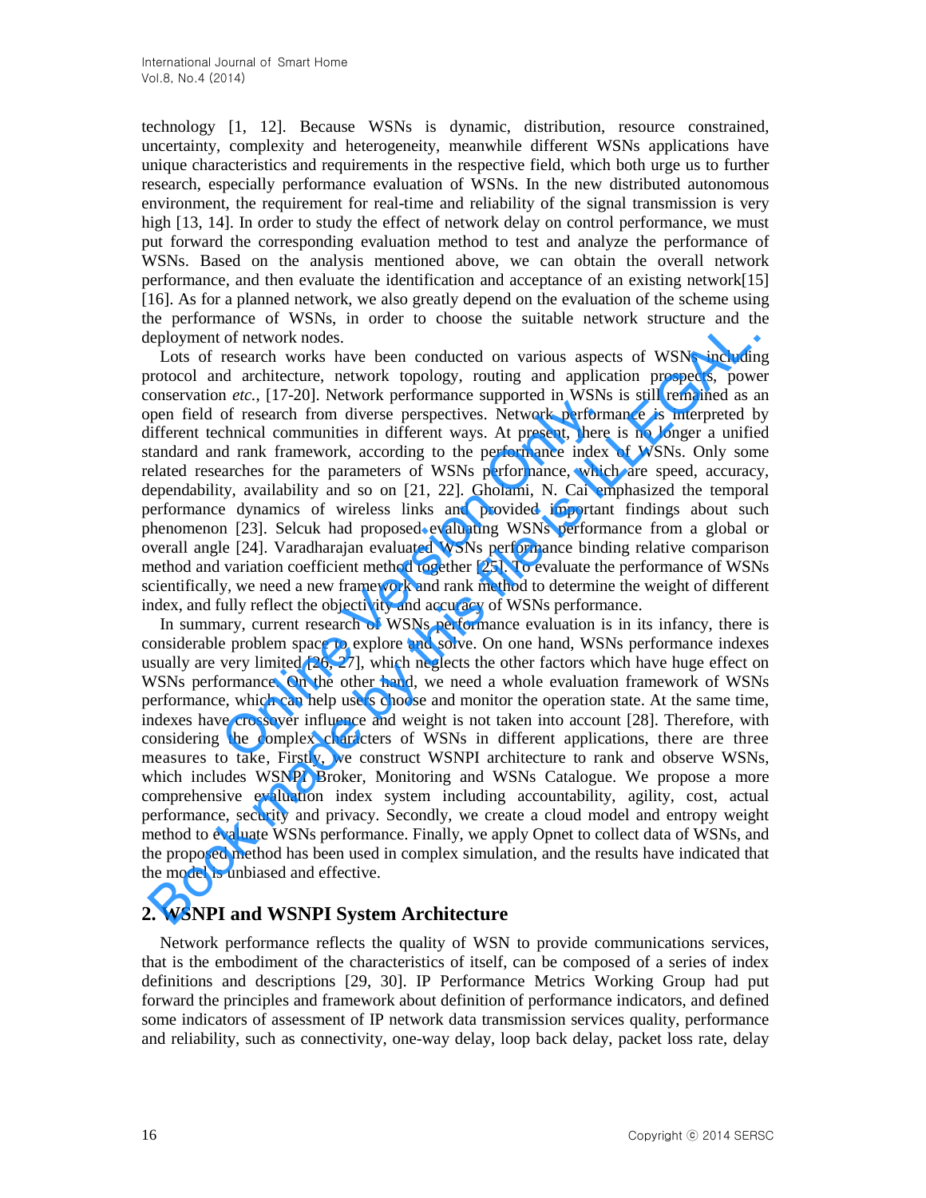technology [1, 12]. Because WSNs is dynamic, distribution, resource constrained, uncertainty, complexity and heterogeneity, meanwhile different WSNs applications have unique characteristics and requirements in the respective field, which both urge us to further research, especially performance evaluation of WSNs. In the new distributed autonomous environment, the requirement for real-time and reliability of the signal transmission is very high [13, 14]. In order to study the effect of network delay on control performance, we must put forward the corresponding evaluation method to test and analyze the performance of WSNs. Based on the analysis mentioned above, we can obtain the overall network performance, and then evaluate the identification and acceptance of an existing network[15] [16]. As for a planned network, we also greatly depend on the evaluation of the scheme using the performance of WSNs, in order to choose the suitable network structure and the deployment of network nodes.

Lots of research works have been conducted on various aspects of WSNs including protocol and architecture, network topology, routing and application prospects, power conservation *etc.*, [17-20]. Network performance supported in WSNs is still remained as an open field of research from diverse perspectives. Network performance is interpreted by different technical communities in different ways. At present, there is no longer a unified standard and rank framework, according to the performance index of WSNs. Only some related researches for the parameters of WSNs performance, which are speed, accuracy, dependability, availability and so on [21, 22]. Gholami, N. Cai emphasized the temporal performance dynamics of wireless links and provided important findings about such phenomenon [23]. Selcuk had proposed evaluating WSNs performance from a global or overall angle [24]. Varadharajan evaluated WSNs performance binding relative comparison method and variation coefficient method together [25]. To evaluate the performance of WSNs scientifically, we need a new framework and rank method to determine the weight of different index, and fully reflect the objectivity and accuracy of WSNs performance.

In summary, current research of WSNs performance evaluation is in its infancy, there is considerable problem space to explore and solve. On one hand, WSNs performance indexes usually are very limited [26, 27], which neglects the other factors which have huge effect on WSNs performance. On the other hand, we need a whole evaluation framework of WSNs performance, which can help users choose and monitor the operation state. At the same time, indexes have crossover influence and weight is not taken into account [28]. Therefore, with considering the complex characters of WSNs in different applications, there are three measures to take, Firstly, we construct WSNPI architecture to rank and observe WSNs, which includes WSNPI Broker, Monitoring and WSNs Catalogue. We propose a more comprehensive evaluation index system including accountability, agility, cost, actual performance, security and privacy. Secondly, we create a cloud model and entropy weight method to evaluate WSNs performance. Finally, we apply Opnet to collect data of WSNs, and the proposed method has been used in complex simulation, and the results have indicated that the model is unbiased and effective.

## 2. WSNPI and WSNPI System Architecture

Network performance reflects the quality of WSN to provide communications services, that is the embodiment of the characteristics of itself, can be composed of a series of index definitions and descriptions [29, 30]. IP Performance Metrics Working Group had put forward the principles and framework about definition of performance indicators, and defined some indicators of assessment of IP network data transmission services quality, performance and reliability, such as connectivity, one-way delay, loop back delay, packet loss rate, delay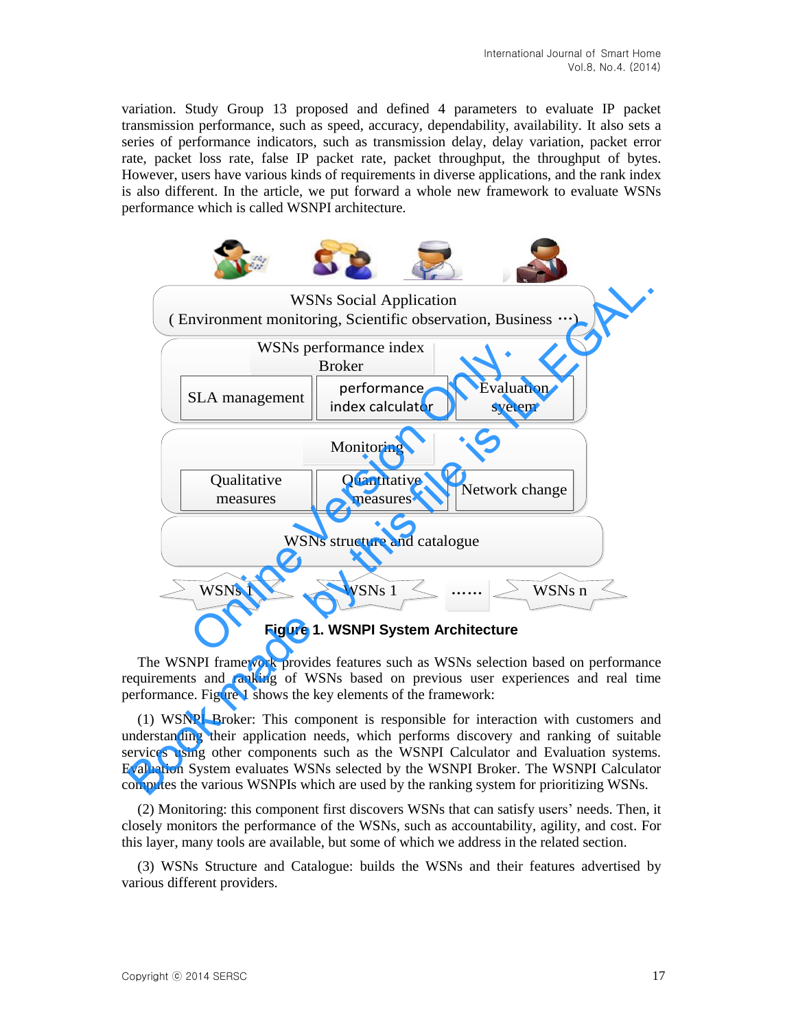variation. Study Group 13 proposed and defined 4 parameters to evaluate IP packet transmission performance, such as speed, accuracy, dependability, availability. It also sets a series of performance indicators, such as transmission delay, delay variation, packet error rate, packet loss rate, false IP packet rate, packet throughput, the throughput of bytes. However, users have various kinds of requirements in diverse applications, and the rank index is also different. In the article, we put forward a whole new framework to evaluate WSNs performance which is called WSNPI architecture.

WSNs Social Application
( Environment monitoring, Scientific observation, Business …)
WSNs performance index Broker
SLA management
performance index calculator
Evaluation syetem
Monitoring
Qualitative measures
Quantitative measures
Network change
WSNs structure and catalogue
WSNs 1
WSNs 1
……
WSNs n

**Figure 1. WSNPI System Architecture**

The WSNPI framework provides features such as WSNs selection based on performance requirements and ranking of WSNs based on previous user experiences and real time performance. Figure 1 shows the key elements of the framework:

(1) WSNPI Broker: This component is responsible for interaction with customers and understanding their application needs, which performs discovery and ranking of suitable services using other components such as the WSNPI Calculator and Evaluation systems. Evaluation System evaluates WSNs selected by the WSNPI Broker. The WSNPI Calculator computes the various WSNPIs which are used by the ranking system for prioritizing WSNs.

(2) Monitoring: this component first discovers WSNs that can satisfy users' needs. Then, it closely monitors the performance of the WSNs, such as accountability, agility, and cost. For this layer, many tools are available, but some of which we address in the related section.

(3) WSNs Structure and Catalogue: builds the WSNs and their features advertised by various different providers.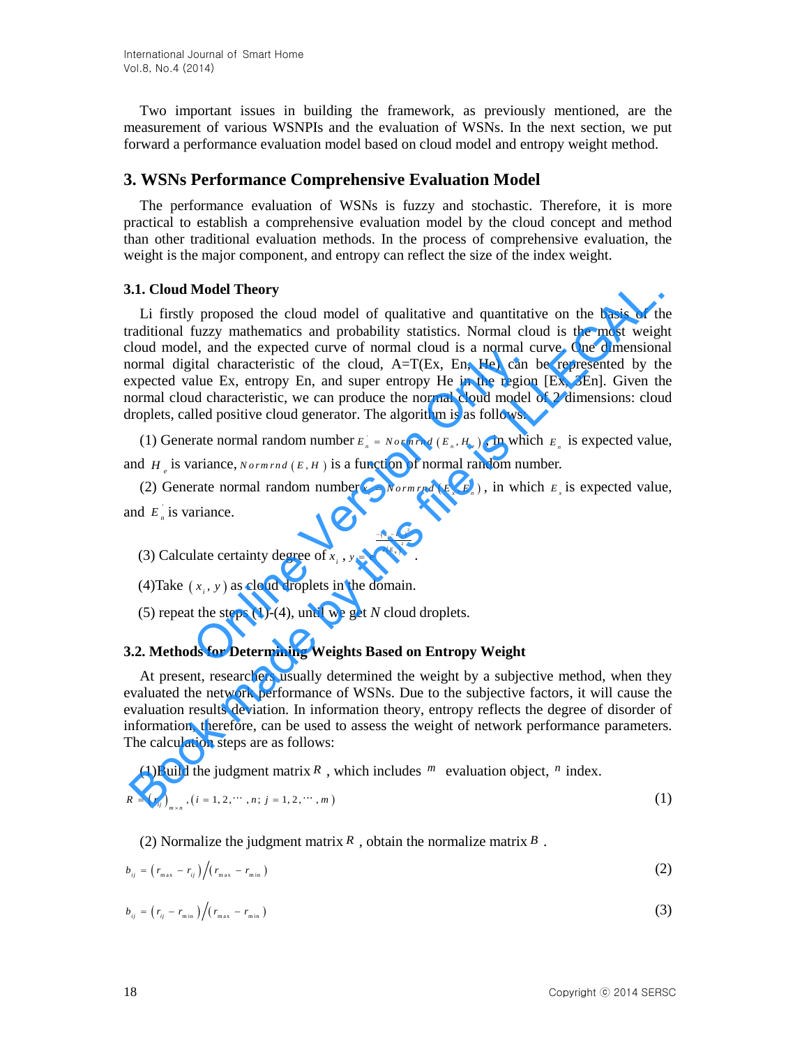Two important issues in building the framework, as previously mentioned, are the measurement of various WSNPIs and the evaluation of WSNs. In the next section, we put forward a performance evaluation model based on cloud model and entropy weight method.

## 3. WSNs Performance Comprehensive Evaluation Model

The performance evaluation of WSNs is fuzzy and stochastic. Therefore, it is more practical to establish a comprehensive evaluation model by the cloud concept and method than other traditional evaluation methods. In the process of comprehensive evaluation, the weight is the major component, and entropy can reflect the size of the index weight.

### 3.1. Cloud Model Theory

Li firstly proposed the cloud model of qualitative and quantitative on the basis of the traditional fuzzy mathematics and probability statistics. Normal cloud is the most weight cloud model, and the expected curve of normal cloud is a normal curve. One dimensional normal digital characteristic of the cloud, A=T(Ex, En, He) can be represented by the expected value Ex, entropy En, and super entropy He in the region [Ex, 3En]. Given the normal cloud characteristic, we can produce the normal cloud model of 2 dimensions: cloud droplets, called positive cloud generator. The algorithm is as follows:

(1) Generate normal random number $E_n^{'} = Normrnd(E_n, H_e)$, in which $E_n$ is expected value, and $H_e$ is variance, $Normrnd(E, H)$ is a function of normal random number.

(2) Generate normal random number $x_i = Normrnd(E_x, E_n^{'})$, in which $E_x$ is expected value, and $E_n^{'}$ is variance.

(3) Calculate certainty degree of $x_i$, $y = e^{\frac{-(x_i - E_x)^2}{2(E_n^{'})^2}}$.

(4)Take $(x_i, y)$ as cloud droplets in the domain.

(5) repeat the steps (1)-(4), until we get *N* cloud droplets.

### 3.2. Methods for Determining Weights Based on Entropy Weight

At present, researchers usually determined the weight by a subjective method, when they evaluated the network performance of WSNs. Due to the subjective factors, it will cause the evaluation results deviation. In information theory, entropy reflects the degree of disorder of information, therefore, can be used to assess the weight of network performance parameters. The calculation steps are as follows:

(1)Build the judgment matrix $R$, which includes $m$ evaluation object, $n$ index.

$$R = (r_{ij})_{m \times n}, (i = 1, 2, \cdots, n;\ j = 1, 2, \cdots, m) \tag{1}$$

(2) Normalize the judgment matrix $R$, obtain the normalize matrix $B$.

$$b_{ij} = (r_{max} - r_{ij}) / (r_{max} - r_{min}) \tag{2}$$

$$b_{ij} = (r_{ij} - r_{min}) / (r_{max} - r_{min}) \tag{3}$$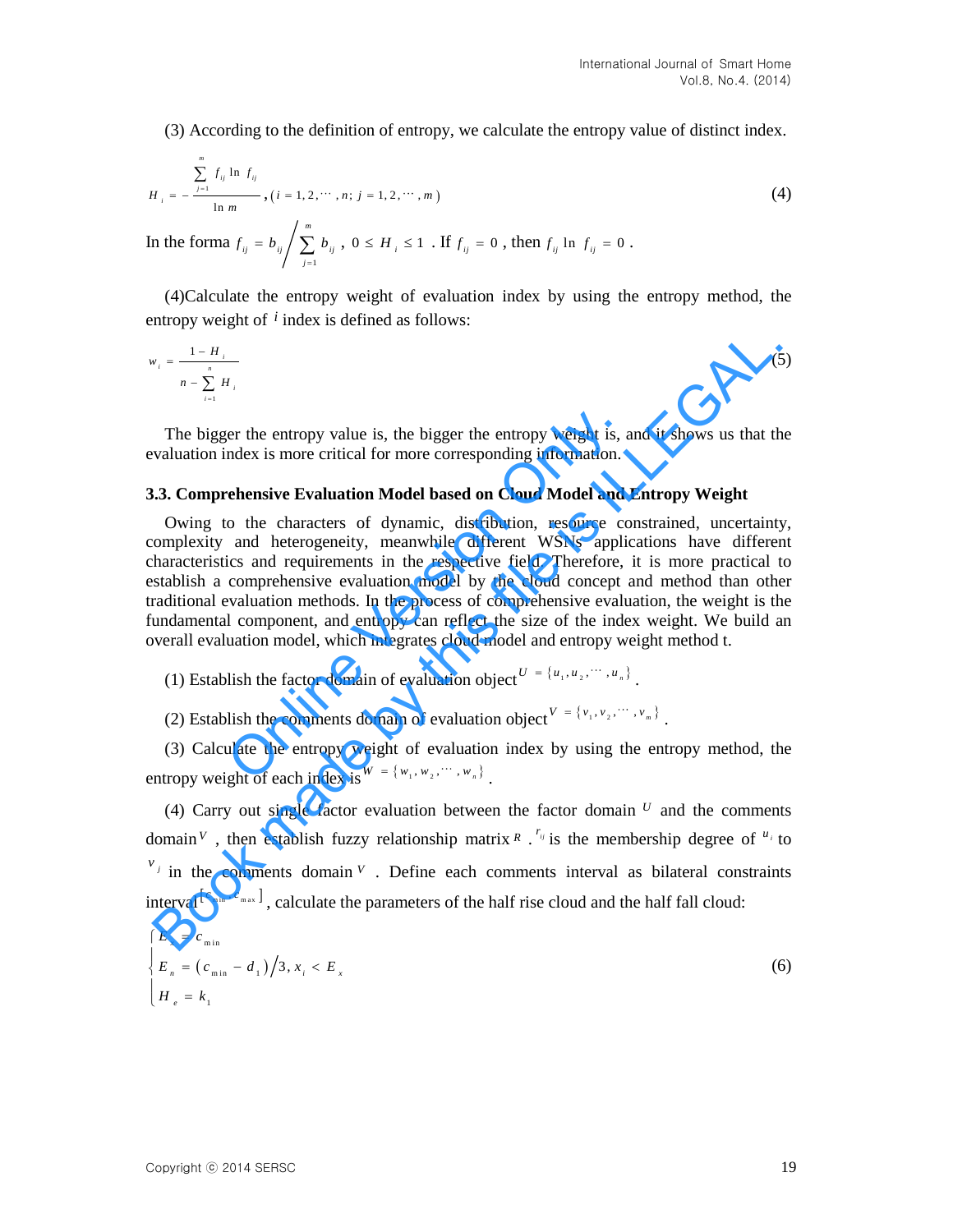(3) According to the definition of entropy, we calculate the entropy value of distinct index.

$$H_i = -\frac{\sum_{j=1}^{m} f_{ij} \ln f_{ij}}{\ln m}, (i = 1, 2, \cdots, n; j = 1, 2, \cdots, m) \tag{4}$$

In the forma $f_{ij} = b_{ij} \Big/ \sum_{j=1}^{m} b_{ij}$ , $0 \le H_i \le 1$ . If $f_{ij} = 0$ , then $f_{ij} \ln f_{ij} = 0$ .

(4)Calculate the entropy weight of evaluation index by using the entropy method, the entropy weight of $i$ index is defined as follows:

$$w_i = \frac{1 - H_i}{n - \sum_{i=1}^{n} H_i} \tag{5}$$

The bigger the entropy value is, the bigger the entropy weight is, and it shows us that the evaluation index is more critical for more corresponding information.

### 3.3. Comprehensive Evaluation Model based on Cloud Model and Entropy Weight

Owing to the characters of dynamic, distribution, resource constrained, uncertainty, complexity and heterogeneity, meanwhile different WSNs applications have different characteristics and requirements in the respective field. Therefore, it is more practical to establish a comprehensive evaluation model by the cloud concept and method than other traditional evaluation methods. In the process of comprehensive evaluation, the weight is the fundamental component, and entropy can reflect the size of the index weight. We build an overall evaluation model, which integrates cloud model and entropy weight method t.

(1) Establish the factor domain of evaluation object $U = \{u_1, u_2, \cdots, u_n\}$ .

(2) Establish the comments domain of evaluation object $V = \{v_1, v_2, \cdots, v_m\}$ .

(3) Calculate the entropy weight of evaluation index by using the entropy method, the entropy weight of each index is $W = \{w_1, w_2, \cdots, w_n\}$ .

(4) Carry out single factor evaluation between the factor domain $U$ and the comments domain $V$ , then establish fuzzy relationship matrix $R$ . $r_{ij}$ is the membership degree of $u_i$ to $v_j$ in the comments domain $V$ . Define each comments interval as bilateral constraints interval $[c_{\min}, c_{\max}]$ , calculate the parameters of the half rise cloud and the half fall cloud:

$$\begin{cases} E_x = c_{\min} \\ E_n = (c_{\min} - d_1)/3, x_i < E_x \\ H_e = k_1 \end{cases} \tag{6}$$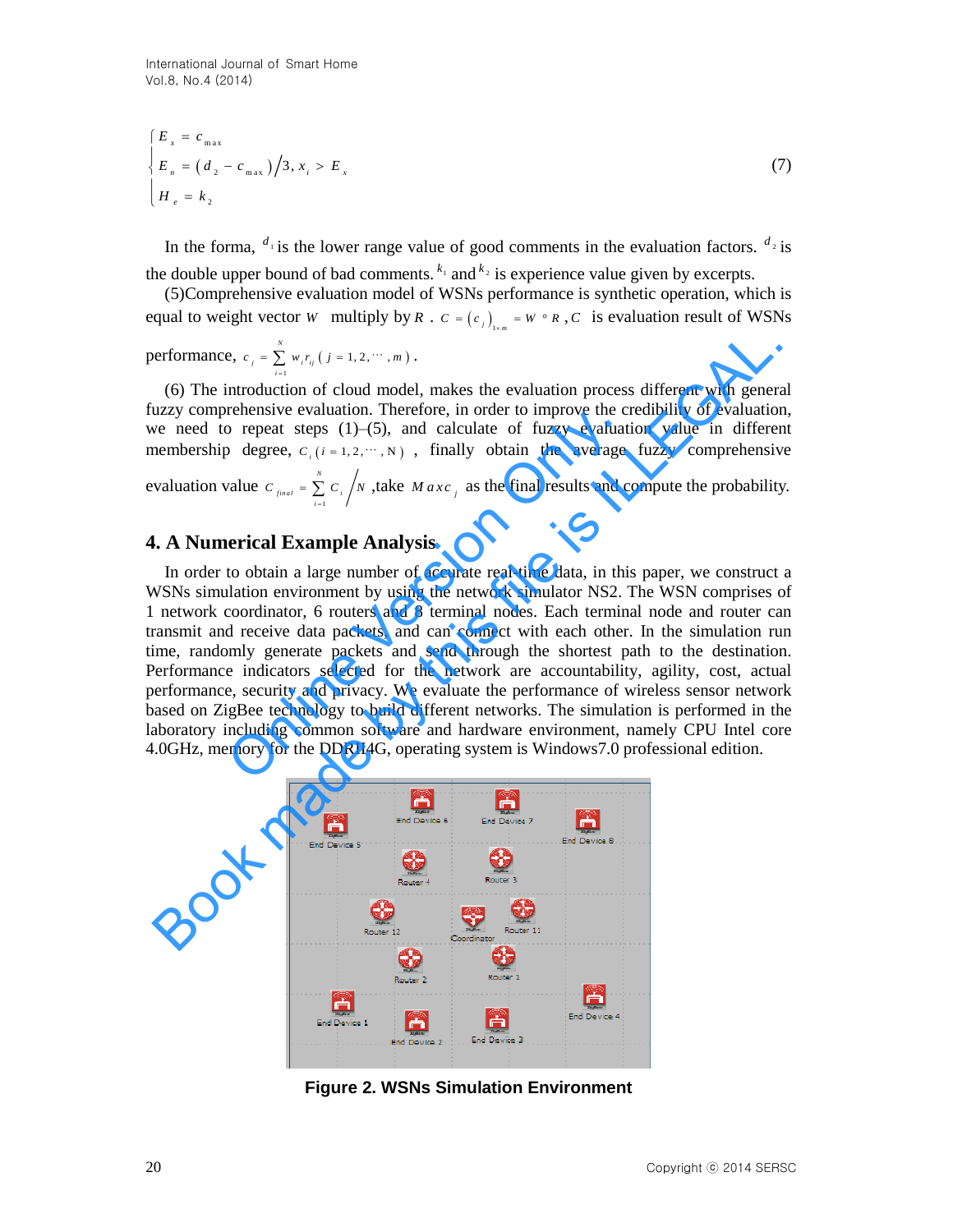$$
\begin{cases} E_x = c_{max} \\ E_n = (d_2 - c_{max})/3, x_i > E_x \\ H_e = k_2 \end{cases} \tag{7}
$$

In the forma, $d_1$ is the lower range value of good comments in the evaluation factors. $d_2$ is the double upper bound of bad comments. $k_1$ and $k_2$ is experience value given by excerpts.

(5)Comprehensive evaluation model of WSNs performance is synthetic operation, which is equal to weight vector $W$ multiply by $R$ . $C = (c_j)_{1\times m} = W \circ R$ , $C$ is evaluation result of WSNs performance, $c_j = \sum_{i=1}^{N} w_i r_{ij}$ $(j = 1, 2, \cdots, m)$ .

(6) The introduction of cloud model, makes the evaluation process different with general fuzzy comprehensive evaluation. Therefore, in order to improve the credibility of evaluation, we need to repeat steps (1)–(5), and calculate of fuzzy evaluation value in different membership degree, $C_i$ $(i = 1, 2, \cdots, N)$ , finally obtain the average fuzzy comprehensive evaluation value $C_{final} = \sum_{i=1}^{N} C_i \Big/ N$ ,take $Maxc_j$ as the final results and compute the probability.

## 4. A Numerical Example Analysis

In order to obtain a large number of accurate real-time data, in this paper, we construct a WSNs simulation environment by using the network simulator NS2. The WSN comprises of 1 network coordinator, 6 routers and 8 terminal nodes. Each terminal node and router can transmit and receive data packets, and can connect with each other. In the simulation run time, randomly generate packets and send through the shortest path to the destination. Performance indicators selected for the network are accountability, agility, cost, actual performance, security and privacy. We evaluate the performance of wireless sensor network based on ZigBee technology to build different networks. The simulation is performed in the laboratory including common software and hardware environment, namely CPU Intel core 4.0GHz, memory for the DDR34G, operating system is Windows7.0 professional edition.

End Device 5
End Device 6
End Device 7
End Device 8
Router 4
Router 3
Router 12
Coordinator
Router 11
Router 2
Router 1
End Device 1
End Device 2
End Device 3
End Device 4

**Figure 2. WSNs Simulation Environment**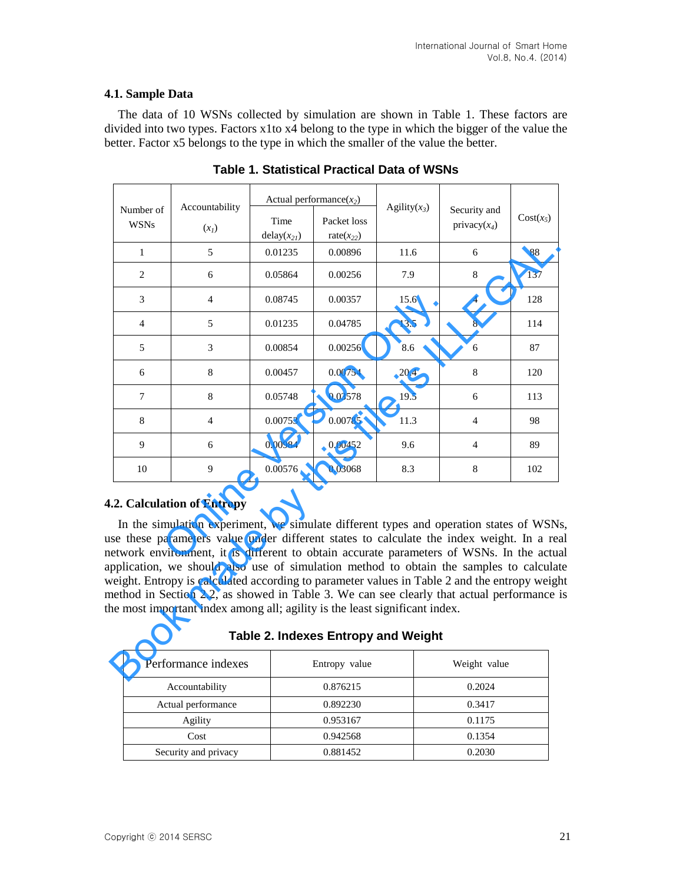### 4.1. Sample Data

The data of 10 WSNs collected by simulation are shown in Table 1. These factors are divided into two types. Factors x1to x4 belong to the type in which the bigger of the value the better. Factor x5 belongs to the type in which the smaller of the value the better.

**Table 1. Statistical Practical Data of WSNs**

| Number of WSNs | Accountability ($x_1$) | Actual performance($x_2$) | | Agility($x_3$) | Security and privacy($x_4$) | Cost($x_5$) |
|---|---|---|---|---|---|---|
| | | Time delay($x_{21}$) | Packet loss rate($x_{22}$) | | | |
| 1 | 5 | 0.01235 | 0.00896 | 11.6 | 6 | 88 |
| 2 | 6 | 0.05864 | 0.00256 | 7.9 | 8 | 137 |
| 3 | 4 | 0.08745 | 0.00357 | 15.6 | 4 | 128 |
| 4 | 5 | 0.01235 | 0.04785 | 13.5 | 8 | 114 |
| 5 | 3 | 0.00854 | 0.00256 | 8.6 | 6 | 87 |
| 6 | 8 | 0.00457 | 0.00754 | 20.4 | 8 | 120 |
| 7 | 8 | 0.05748 | 0.03578 | 19.5 | 6 | 113 |
| 8 | 4 | 0.00753 | 0.00785 | 11.3 | 4 | 98 |
| 9 | 6 | 0.00984 | 0.00452 | 9.6 | 4 | 89 |
| 10 | 9 | 0.00576 | 0.03068 | 8.3 | 8 | 102 |

### 4.2. Calculation of Entropy

In the simulation experiment, we simulate different types and operation states of WSNs, use these parameters value under different states to calculate the index weight. In a real network environment, it is different to obtain accurate parameters of WSNs. In the actual application, we should also use of simulation method to obtain the samples to calculate weight. Entropy is calculated according to parameter values in Table 2 and the entropy weight method in Section 2.2, as showed in Table 3. We can see clearly that actual performance is the most important index among all; agility is the least significant index.

**Table 2. Indexes Entropy and Weight**

| Performance indexes | Entropy value | Weight value |
|---|---|---|
| Accountability | 0.876215 | 0.2024 |
| Actual performance | 0.892230 | 0.3417 |
| Agility | 0.953167 | 0.1175 |
| Cost | 0.942568 | 0.1354 |
| Security and privacy | 0.881452 | 0.2030 |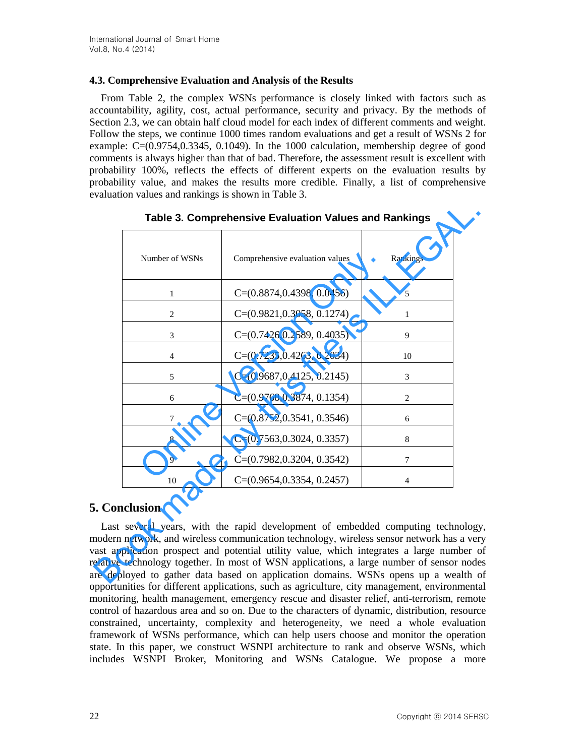### 4.3. Comprehensive Evaluation and Analysis of the Results

From Table 2, the complex WSNs performance is closely linked with factors such as accountability, agility, cost, actual performance, security and privacy. By the methods of Section 2.3, we can obtain half cloud model for each index of different comments and weight. Follow the steps, we continue 1000 times random evaluations and get a result of WSNs 2 for example: C=(0.9754,0.3345, 0.1049). In the 1000 calculation, membership degree of good comments is always higher than that of bad. Therefore, the assessment result is excellent with probability 100%, reflects the effects of different experts on the evaluation results by probability value, and makes the results more credible. Finally, a list of comprehensive evaluation values and rankings is shown in Table 3.

**Table 3. Comprehensive Evaluation Values and Rankings**

| Number of WSNs | Comprehensive evaluation values | Rankings |
|---|---|---|
| 1 | C=(0.8874,0.4398, 0.0456) | 5 |
| 2 | C=(0.9821,0.3058, 0.1274) | 1 |
| 3 | C=(0.7426,0.2589, 0.4035) | 9 |
| 4 | C=(0.7235,0.4263, 0.2034) | 10 |
| 5 | C=(0.9687,0.4125, 0.2145) | 3 |
| 6 | C=(0.9768,0.3874, 0.1354) | 2 |
| 7 | C=(0.8752,0.3541, 0.3546) | 6 |
| 8 | C=(0.7563,0.3024, 0.3357) | 8 |
| 9 | C=(0.7982,0.3204, 0.3542) | 7 |
| 10 | C=(0.9654,0.3354, 0.2457) | 4 |

## 5. Conclusion

Last several years, with the rapid development of embedded computing technology, modern network, and wireless communication technology, wireless sensor network has a very vast application prospect and potential utility value, which integrates a large number of relative technology together. In most of WSN applications, a large number of sensor nodes are deployed to gather data based on application domains. WSNs opens up a wealth of opportunities for different applications, such as agriculture, city management, environmental monitoring, health management, emergency rescue and disaster relief, anti-terrorism, remote control of hazardous area and so on. Due to the characters of dynamic, distribution, resource constrained, uncertainty, complexity and heterogeneity, we need a whole evaluation framework of WSNs performance, which can help users choose and monitor the operation state. In this paper, we construct WSNPI architecture to rank and observe WSNs, which includes WSNPI Broker, Monitoring and WSNs Catalogue. We propose a more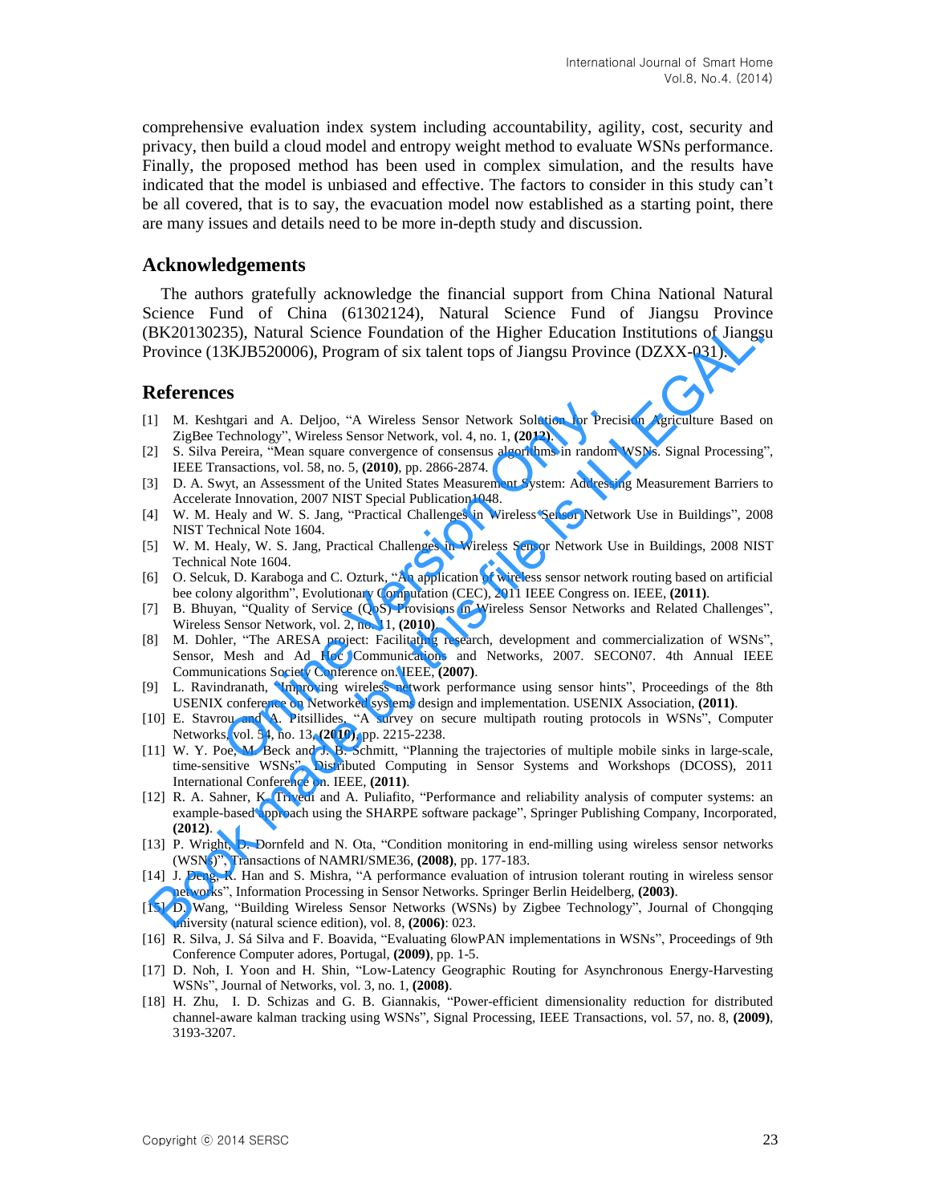comprehensive evaluation index system including accountability, agility, cost, security and privacy, then build a cloud model and entropy weight method to evaluate WSNs performance. Finally, the proposed method has been used in complex simulation, and the results have indicated that the model is unbiased and effective. The factors to consider in this study can't be all covered, that is to say, the evacuation model now established as a starting point, there are many issues and details need to be more in-depth study and discussion.

## Acknowledgements

The authors gratefully acknowledge the financial support from China National Natural Science Fund of China (61302124), Natural Science Fund of Jiangsu Province (BK20130235), Natural Science Foundation of the Higher Education Institutions of Jiangsu Province (13KJB520006), Program of six talent tops of Jiangsu Province (DZXX-031).

## References

[1] M. Keshtgari and A. Deljoo, "A Wireless Sensor Network Solution for Precision Agriculture Based on ZigBee Technology", Wireless Sensor Network, vol. 4, no. 1, **(2012)**.

[2] S. Silva Pereira, "Mean square convergence of consensus algorithms in random WSNs. Signal Processing", IEEE Transactions, vol. 58, no. 5, **(2010)**, pp. 2866-2874.

[3] D. A. Swyt, an Assessment of the United States Measurement System: Addressing Measurement Barriers to Accelerate Innovation, 2007 NIST Special Publication 1048.

[4] W. M. Healy and W. S. Jang, "Practical Challenges in Wireless Sensor Network Use in Buildings", 2008 NIST Technical Note 1604.

[5] W. M. Healy, W. S. Jang, Practical Challenges in Wireless Sensor Network Use in Buildings, 2008 NIST Technical Note 1604.

[6] O. Selcuk, D. Karaboga and C. Ozturk, "An application of wireless sensor network routing based on artificial bee colony algorithm", Evolutionary Computation (CEC), 2011 IEEE Congress on. IEEE, **(2011)**.

[7] B. Bhuyan, "Quality of Service (QoS) Provisions in Wireless Sensor Networks and Related Challenges", Wireless Sensor Network, vol. 2, no. 11, **(2010)**.

[8] M. Dohler, "The ARESA project: Facilitating research, development and commercialization of WSNs", Sensor, Mesh and Ad Hoc Communications and Networks, 2007. SECON07. 4th Annual IEEE Communications Society Conference on. IEEE, **(2007)**.

[9] L. Ravindranath, "Improving wireless network performance using sensor hints", Proceedings of the 8th USENIX conference on Networked systems design and implementation. USENIX Association, **(2011)**.

[10] E. Stavrou and A. Pitsillides, "A survey on secure multipath routing protocols in WSNs", Computer Networks, vol. 54, no. 13, **(2010)**, pp. 2215-2238.

[11] W. Y. Poe, M. Beck and J. B. Schmitt, "Planning the trajectories of multiple mobile sinks in large-scale, time-sensitive WSNs", Distributed Computing in Sensor Systems and Workshops (DCOSS), 2011 International Conference on. IEEE, **(2011)**.

[12] R. A. Sahner, K. Trivedi and A. Puliafito, "Performance and reliability analysis of computer systems: an example-based approach using the SHARPE software package", Springer Publishing Company, Incorporated, **(2012)**.

[13] P. Wright, D. Dornfeld and N. Ota, "Condition monitoring in end-milling using wireless sensor networks (WSNs)", Transactions of NAMRI/SME36, **(2008)**, pp. 177-183.

[14] J. Deng, R. Han and S. Mishra, "A performance evaluation of intrusion tolerant routing in wireless sensor networks", Information Processing in Sensor Networks. Springer Berlin Heidelberg, **(2003)**.

[15] D. Wang, "Building Wireless Sensor Networks (WSNs) by Zigbee Technology", Journal of Chongqing University (natural science edition), vol. 8, **(2006)**: 023.

[16] R. Silva, J. Sá Silva and F. Boavida, "Evaluating 6lowPAN implementations in WSNs", Proceedings of 9th Conference Computer adores, Portugal, **(2009)**, pp. 1-5.

[17] D. Noh, I. Yoon and H. Shin, "Low-Latency Geographic Routing for Asynchronous Energy-Harvesting WSNs", Journal of Networks, vol. 3, no. 1, **(2008)**.

[18] H. Zhu, I. D. Schizas and G. B. Giannakis, "Power-efficient dimensionality reduction for distributed channel-aware kalman tracking using WSNs", Signal Processing, IEEE Transactions, vol. 57, no. 8, **(2009)**, 3193-3207.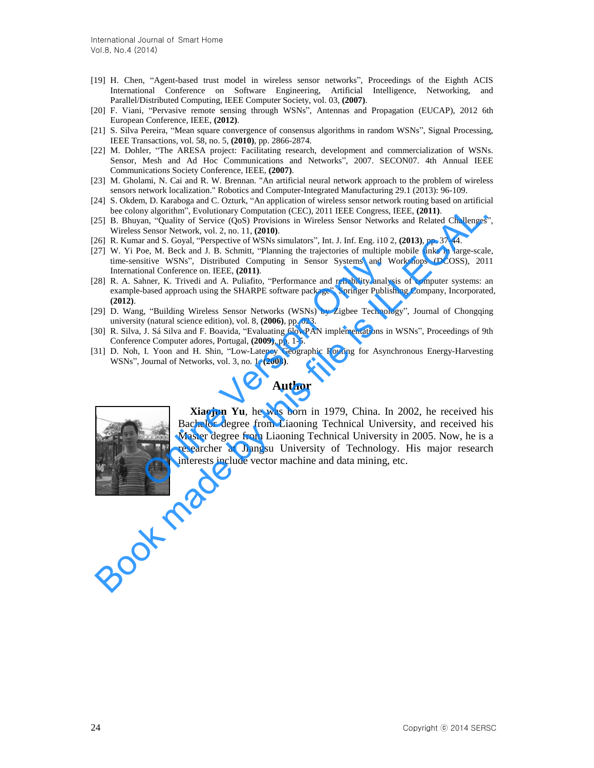[19] H. Chen, “Agent-based trust model in wireless sensor networks”, Proceedings of the Eighth ACIS International Conference on Software Engineering, Artificial Intelligence, Networking, and Parallel/Distributed Computing, IEEE Computer Society, vol. 03, **(2007)**.

[20] F. Viani, “Pervasive remote sensing through WSNs”, Antennas and Propagation (EUCAP), 2012 6th European Conference, IEEE, **(2012)**.

[21] S. Silva Pereira, “Mean square convergence of consensus algorithms in random WSNs”, Signal Processing, IEEE Transactions, vol. 58, no. 5, **(2010)**, pp. 2866-2874.

[22] M. Dohler, “The ARESA project: Facilitating research, development and commercialization of WSNs. Sensor, Mesh and Ad Hoc Communications and Networks”, 2007. SECON07. 4th Annual IEEE Communications Society Conference, IEEE, **(2007)**.

[23] M. Gholami, N. Cai and R. W. Brennan. "An artificial neural network approach to the problem of wireless sensors network localization." Robotics and Computer-Integrated Manufacturing 29.1 (2013): 96-109.

[24] S. Okdem, D. Karaboga and C. Ozturk, “An application of wireless sensor network routing based on artificial bee colony algorithm”, Evolutionary Computation (CEC), 2011 IEEE Congress, IEEE, **(2011)**.

[25] B. Bhuyan, “Quality of Service (QoS) Provisions in Wireless Sensor Networks and Related Challenges”, Wireless Sensor Network, vol. 2, no. 11, **(2010)**.

[26] R. Kumar and S. Goyal, “Perspective of WSNs simulators”, Int. J. Inf. Eng. i10 2, **(2013)**, pp. 37-44.

[27] W. Yi Poe, M. Beck and J. B. Schmitt, “Planning the trajectories of multiple mobile sinks in large-scale, time-sensitive WSNs”, Distributed Computing in Sensor Systems and Workshops (DCOSS), 2011 International Conference on. IEEE, **(2011)**.

[28] R. A. Sahner, K. Trivedi and A. Puliafito, “Performance and reliability analysis of computer systems: an example-based approach using the SHARPE software package”, Springer Publishing Company, Incorporated, **(2012)**.

[29] D. Wang, “Building Wireless Sensor Networks (WSNs) by Zigbee Technology”, Journal of Chongqing university (natural science edition), vol. 8, **(2006)**, pp. 023.

[30] R. Silva, J. Sá Silva and F. Boavida, “Evaluating 6lowPAN implementations in WSNs”, Proceedings of 9th Conference Computer adores, Portugal, **(2009)**, pp. 1-5.

[31] D. Noh, I. Yoon and H. Shin, “Low-Latency Geographic Routing for Asynchronous Energy-Harvesting WSNs”, Journal of Networks, vol. 3, no. 1, **(2008)**.

## Author

**Xiaojun Yu**, he was born in 1979, China. In 2002, he received his Bachelor degree from Liaoning Technical University, and received his Master degree from Liaoning Technical University in 2005. Now, he is a researcher at Jiangsu University of Technology. His major research interests include vector machine and data mining, etc.